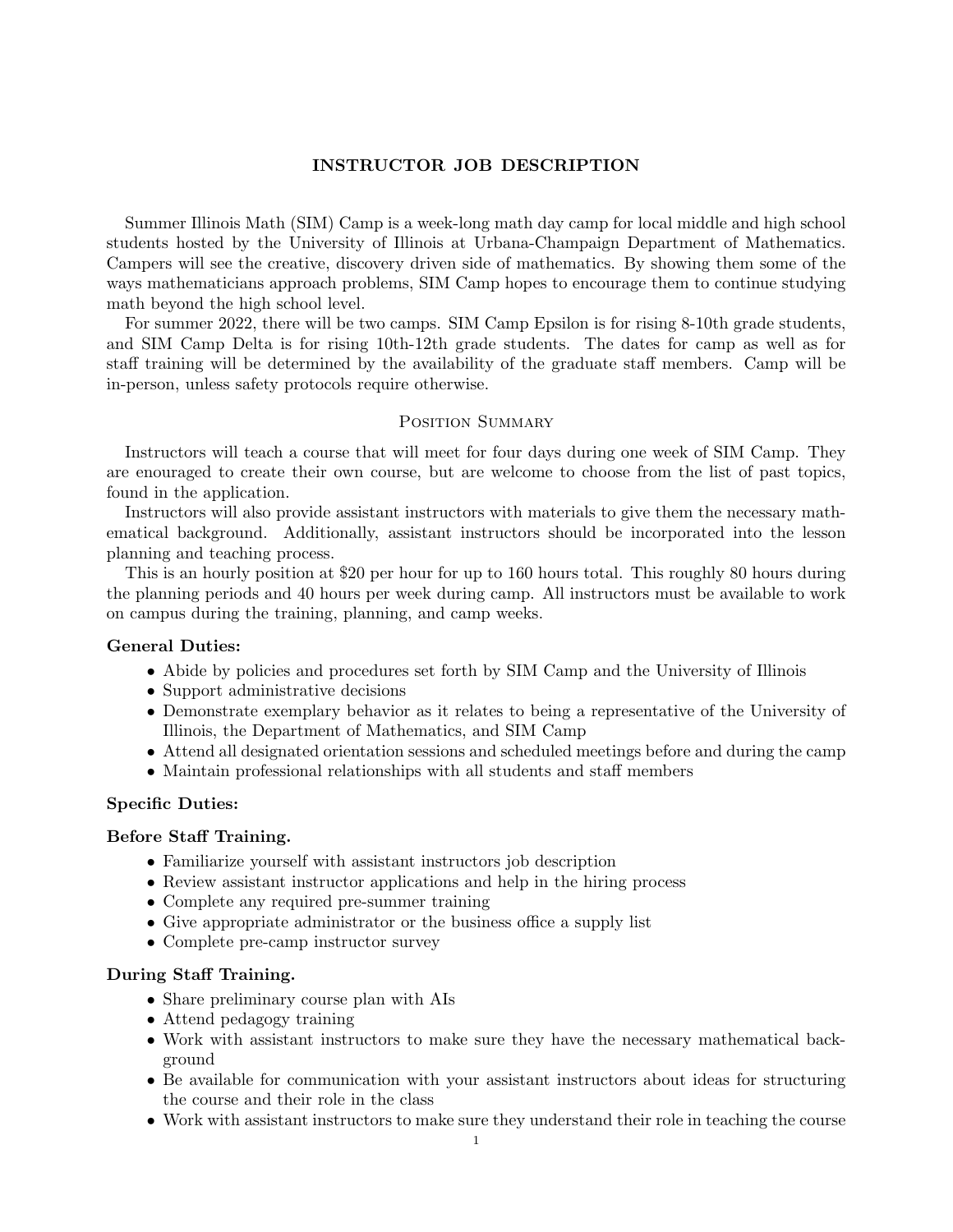# INSTRUCTOR JOB DESCRIPTION

Summer Illinois Math (SIM) Camp is a week-long math day camp for local middle and high school students hosted by the University of Illinois at Urbana-Champaign Department of Mathematics. Campers will see the creative, discovery driven side of mathematics. By showing them some of the ways mathematicians approach problems, SIM Camp hopes to encourage them to continue studying math beyond the high school level.

For summer 2022, there will be two camps. SIM Camp Epsilon is for rising 8-10th grade students, and SIM Camp Delta is for rising 10th-12th grade students. The dates for camp as well as for staff training will be determined by the availability of the graduate staff members. Camp will be in-person, unless safety protocols require otherwise.

## Position Summary

Instructors will teach a course that will meet for four days during one week of SIM Camp. They are enouraged to create their own course, but are welcome to choose from the list of past topics, found in the application.

Instructors will also provide assistant instructors with materials to give them the necessary mathematical background. Additionally, assistant instructors should be incorporated into the lesson planning and teaching process.

This is an hourly position at $20 per hour for up to 160 hours total. This roughly 80 hours during the planning periods and 40 hours per week during camp. All instructors must be available to work on campus during the training, planning, and camp weeks.

### General Duties:

- Abide by policies and procedures set forth by SIM Camp and the University of Illinois
- Support administrative decisions
- Demonstrate exemplary behavior as it relates to being a representative of the University of Illinois, the Department of Mathematics, and SIM Camp
- Attend all designated orientation sessions and scheduled meetings before and during the camp
- Maintain professional relationships with all students and staff members

### Specific Duties:

#### Before Staff Training.

- Familiarize yourself with assistant instructors job description
- Review assistant instructor applications and help in the hiring process
- Complete any required pre-summer training
- Give appropriate administrator or the business office a supply list
- Complete pre-camp instructor survey

#### During Staff Training.

- Share preliminary course plan with AIs
- Attend pedagogy training
- Work with assistant instructors to make sure they have the necessary mathematical background
- Be available for communication with your assistant instructors about ideas for structuring the course and their role in the class
- Work with assistant instructors to make sure they understand their role in teaching the course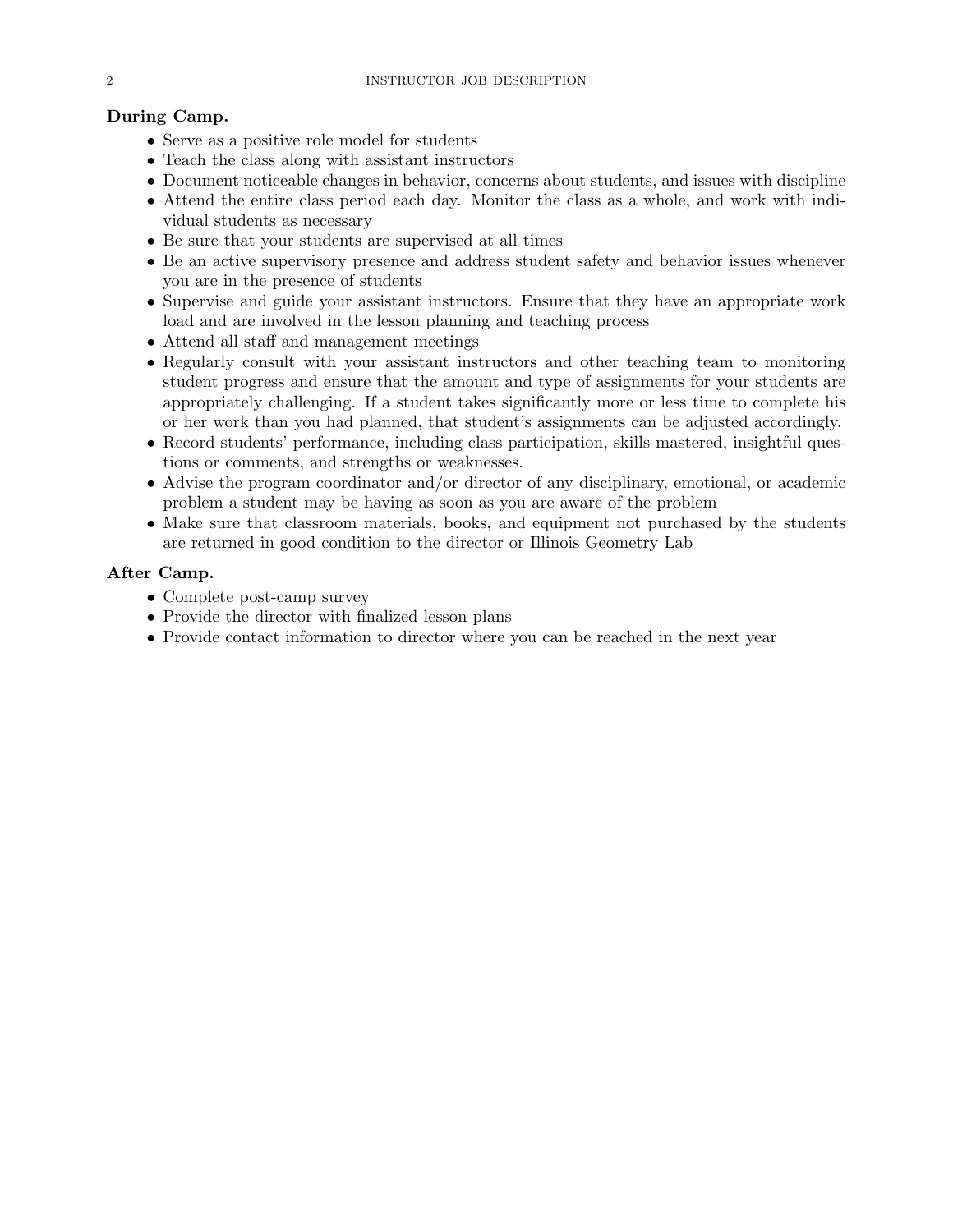**During Camp.**

- Serve as a positive role model for students
- Teach the class along with assistant instructors
- Document noticeable changes in behavior, concerns about students, and issues with discipline
- Attend the entire class period each day. Monitor the class as a whole, and work with individual students as necessary
- Be sure that your students are supervised at all times
- Be an active supervisory presence and address student safety and behavior issues whenever you are in the presence of students
- Supervise and guide your assistant instructors. Ensure that they have an appropriate work load and are involved in the lesson planning and teaching process
- Attend all staff and management meetings
- Regularly consult with your assistant instructors and other teaching team to monitoring student progress and ensure that the amount and type of assignments for your students are appropriately challenging. If a student takes significantly more or less time to complete his or her work than you had planned, that student's assignments can be adjusted accordingly.
- Record students' performance, including class participation, skills mastered, insightful questions or comments, and strengths or weaknesses.
- Advise the program coordinator and/or director of any disciplinary, emotional, or academic problem a student may be having as soon as you are aware of the problem
- Make sure that classroom materials, books, and equipment not purchased by the students are returned in good condition to the director or Illinois Geometry Lab

**After Camp.**

- Complete post-camp survey
- Provide the director with finalized lesson plans
- Provide contact information to director where you can be reached in the next year